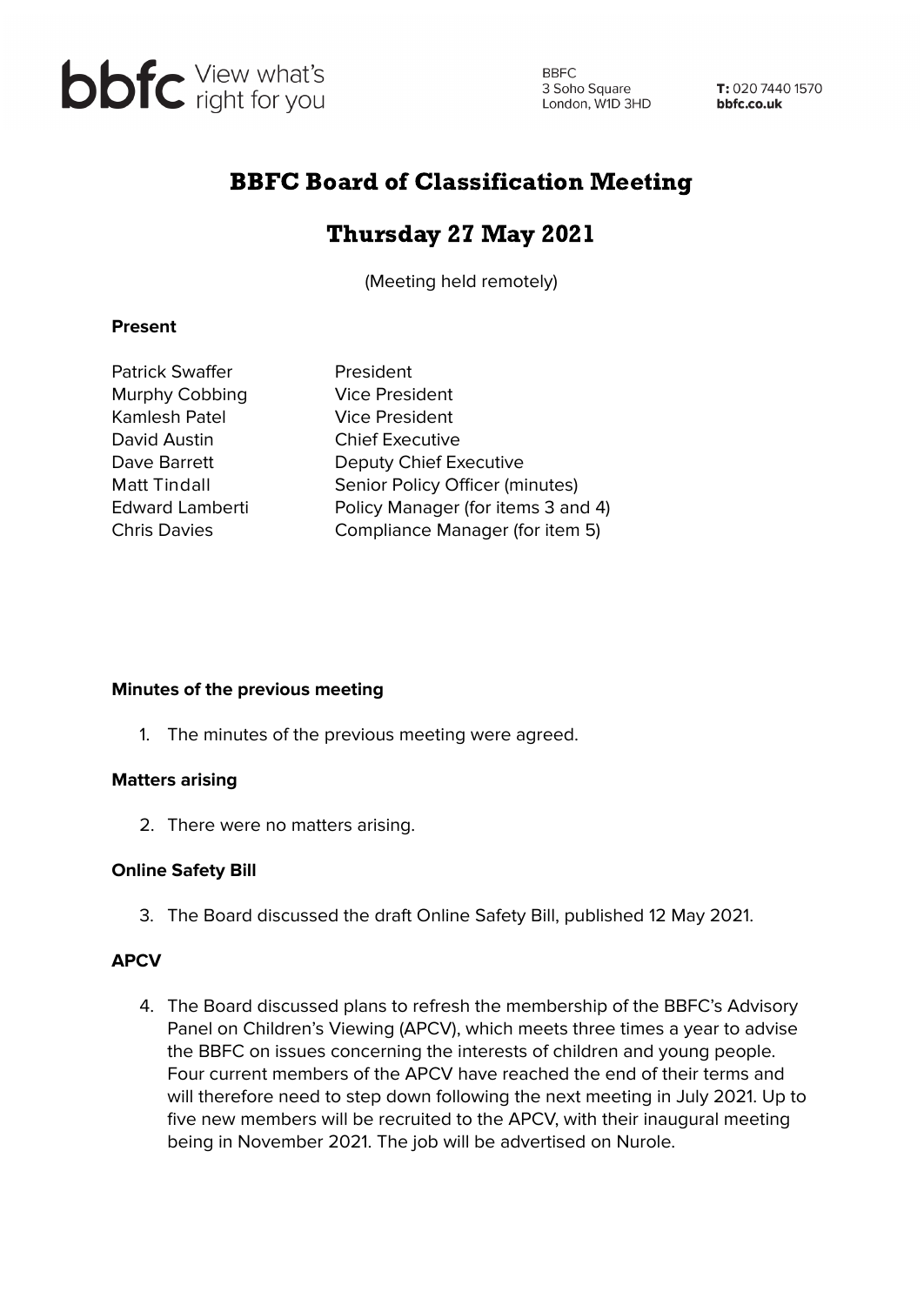bbfc View what's right for you

BBFC
3 Soho Square
London, W1D 3HD

**T:** 020 7440 1570
**bbfc.co.uk**

# BBFC Board of Classification Meeting

## Thursday 27 May 2021

(Meeting held remotely)

**Present**

| | |
|---|---|
| Patrick Swaffer | President |
| Murphy Cobbing | Vice President |
| Kamlesh Patel | Vice President |
| David Austin | Chief Executive |
| Dave Barrett | Deputy Chief Executive |
| Matt Tindall | Senior Policy Officer (minutes) |
| Edward Lamberti | Policy Manager (for items 3 and 4) |
| Chris Davies | Compliance Manager (for item 5) |

**Minutes of the previous meeting**

1. The minutes of the previous meeting were agreed.

**Matters arising**

2. There were no matters arising.

**Online Safety Bill**

3. The Board discussed the draft Online Safety Bill, published 12 May 2021.

**APCV**

4. The Board discussed plans to refresh the membership of the BBFC's Advisory Panel on Children's Viewing (APCV), which meets three times a year to advise the BBFC on issues concerning the interests of children and young people. Four current members of the APCV have reached the end of their terms and will therefore need to step down following the next meeting in July 2021. Up to five new members will be recruited to the APCV, with their inaugural meeting being in November 2021. The job will be advertised on Nurole.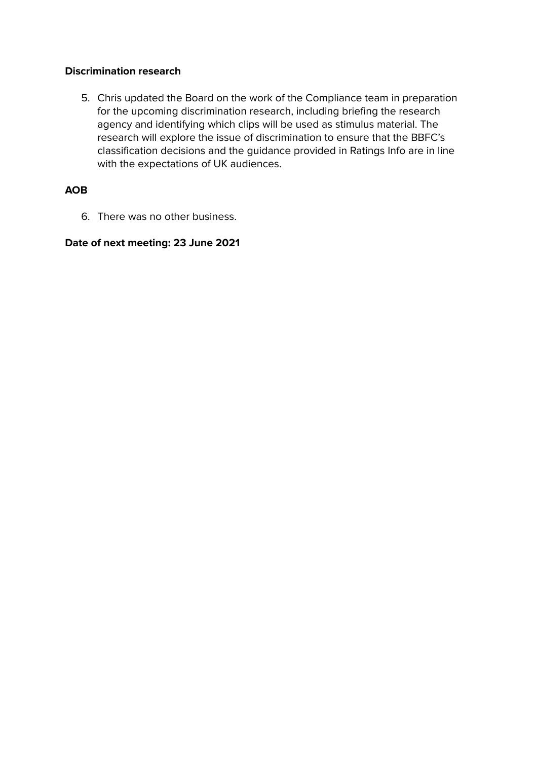**Discrimination research**

5. Chris updated the Board on the work of the Compliance team in preparation for the upcoming discrimination research, including briefing the research agency and identifying which clips will be used as stimulus material. The research will explore the issue of discrimination to ensure that the BBFC's classification decisions and the guidance provided in Ratings Info are in line with the expectations of UK audiences.

**AOB**

6. There was no other business.

**Date of next meeting: 23 June 2021**